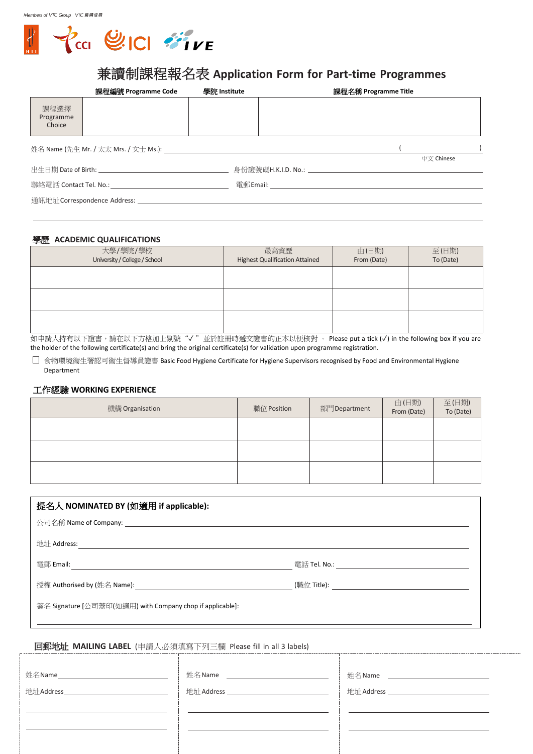Members of VTC Group VTC 機構成員

# 兼讀制課程報名表 Application Form for Part-time Programmes

| | 課程編號 Programme Code | 學院 Institute | 課程名稱 Programme Title |
|---|---|---|---|
| 課程選擇 Programme Choice | | | |

姓名 Name (先生 Mr. / 太太 Mrs. / 女士 Ms.): ______________________________ ( ______ )
中文 Chinese

出生日期 Date of Birth: ______________ 身份證號碼H.K.I.D. No.: ______________

聯絡電話 Contact Tel. No.: ______________ 電郵Email: ______________

通訊地址Correspondence Address: ______________________________

______________________________

## 學歷 ACADEMIC QUALIFICATIONS

| 大學/學院/學校 University / College / School | 最高資歷 Highest Qualification Attained | 由(日期) From (Date) | 至(日期) To (Date) |
|---|---|---|---|
| | | | |
| | | | |
| | | | |

如申請人持有以下證書，請在以下方格加上剔號"√"並於註冊時遞交證書的正本以便核對 。 Please put a tick (√) in the following box if you are the holder of the following certificate(s) and bring the original certificate(s) for validation upon programme registration.

☐ 食物環境衞生署認可衞生督導員證書 Basic Food Hygiene Certificate for Hygiene Supervisors recognised by Food and Environmental Hygiene Department

## 工作經驗 WORKING EXPERIENCE

| 機構 Organisation | 職位 Position | 部門 Department | 由(日期) From (Date) | 至(日期) To (Date) |
|---|---|---|---|---|
| | | | | |
| | | | | |
| | | | | |

**提名人 NOMINATED BY (如適用 if applicable):**

公司名稱 Name of Company: ______________________________

地址 Address: ______________________________

電郵 Email: ______________ 電話 Tel. No.: ______________

授權 Authorised by (姓名 Name): ______________ (職位 Title): ______________

簽名 Signature [公司蓋印(如適用) with Company chop if applicable]:

______________________________

**回郵地址 MAILING LABEL** (申請人必須填寫下列三欄 Please fill in all 3 labels)

| | | |
|---|---|---|
| 姓名Name ______________ | 姓名Name ______________ | 姓名Name ______________ |
| 地址Address ______________ | 地址 Address ______________ | 地址 Address ______________ |
| ______________ | ______________ | ______________ |
| ______________ | ______________ | ______________ |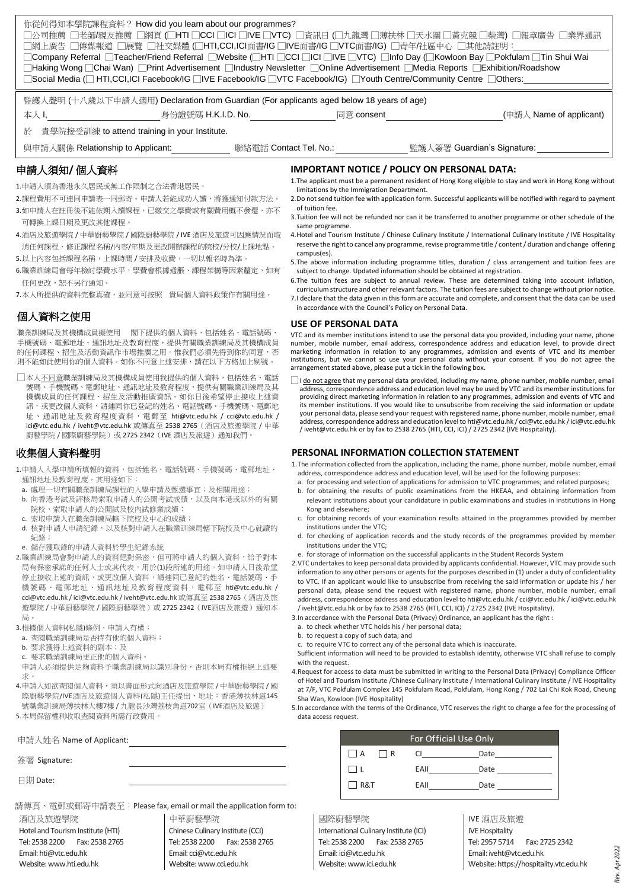你從何得知本學院課程資料？ How did you learn about our programmes?

☐公司推薦 ☐老師/親友推薦 ☐網頁 (☐HTI ☐CCI ☐ICI ☐IVE ☐VTC) ☐資訊日 (☐九龍灣 ☐薄扶林 ☐天水圍 ☐黃克競 ☐柴灣) ☐報章廣告 ☐業界通訊 ☐網上廣告 ☐傳媒報道 ☐展覽 ☐社交媒體 (☐HTI,CCI,ICI面書/IG ☐IVE面書/IG ☐VTC面書/IG) ☐青年/社區中心 ☐其他請註明：

☐Company Referral ☐Teacher/Friend Referral ☐Website (☐HTI ☐CCI ☐ICI ☐IVE ☐VTC) ☐Info Day (☐Kowloon Bay ☐Pokfulam ☐Tin Shui Wai ☐Haking Wong ☐Chai Wan) ☐Print Advertisement ☐Industry Newsletter ☐Online Advertisement ☐Media Reports ☐Exhibition/Roadshow ☐Social Media (☐ HTI,CCI,ICI Facebook/IG ☐IVE Facebook/IG ☐VTC Facebook/IG) ☐Youth Centre/Community Centre ☐Others:

監護人聲明 (十八歲以下申請人適用) Declaration from Guardian (For applicants aged below 18 years of age)

本人 I, ______ 身份證號碼 H.K.I.D. No. ______ 同意 consent ______ (申請人 Name of applicant)

於 貴學院接受訓練 to attend training in your Institute.

與申請人關係 Relationship to Applicant: ______ 聯絡電話 Contact Tel. No.: ______ 監護人簽署 Guardian's Signature: ______

## 申請人須知/ 個人資料

1. 申請人須為香港永久居民或無工作限制之合法香港居民。
2. 課程費用不可連同申請表一同郵寄。申請人若能成功入讀，將獲通知付款方法。
3. 如申請人在註冊後不能依期入讀課程，已繳交之學費或有關費用概不發還，亦不可轉換上課日期及更改其他課程。
4. 酒店及旅遊學院 / 中華廚藝學院 / 國際廚藝學院 / IVE 酒店及旅遊可因應情況而取消任何課程、修正課程名稱/內容/年期及更改開辦課程的院校/分校/上課地點。
5. 以上內容包括課程名稱，上課時間 / 安排及收費，一切以報名時為準。
6. 職業訓練局會每年檢討學費水平，學費會根據通脹、課程架構等因素釐定，如有任何更改，恕不另行通知。
7. 本人所提供的資料完整真確，並同意可按照 貴局個人資料政策作有關用途。

## IMPORTANT NOTICE / POLICY ON PERSONAL DATA:

1. The applicant must be a permanent resident of Hong Kong eligible to stay and work in Hong Kong without limitations by the Immigration Department.
2. Do not send tuition fee with application form. Successful applicants will be notified with regard to payment of tuition fee.
3. Tuition fee will not be refunded nor can it be transferred to another programme or other schedule of the same programme.
4. Hotel and Tourism Institute / Chinese Culinary Institute / International Culinary Institute / IVE Hospitality reserve the right to cancel any programme, revise programme title / content / duration and change offering campus(es).
5. The above information including programme titles, duration / class arrangement and tuition fees are subject to change. Updated information should be obtained at registration.
6. The tuition fees are subject to annual review. These are determined taking into account inflation, curriculum structure and other relevant factors. The tuition fees are subject to change without prior notice.
7. I declare that the data given in this form are accurate and complete, and consent that the data can be used in accordance with the Council's Policy on Personal Data.

## 個人資料之使用

職業訓練局及其機構成員擬使用 閣下提供的個人資料，包括姓名、電話號碼、手機號碼、電郵地址、通訊地址及教育程度，提供有關職業訓練局及其機構成員的任何課程、招生及活動資訊作市場推廣之用。惟我們必須先得到你的同意，否則不能如此使用你的個人資料。如你不同意上述安排，請在以下方格加上剔號。

☐本人不同意職業訓練局及其機構成員使用我提供的個人資料，包括姓名、電話號碼、手機號碼、電郵地址、通訊地址及教育程度，提供有關職業訓練局及其機構成員的任何課程、招生及活動推廣資訊。如你日後希望停止接收上述資訊，或更改個人資料，請連同你已登記的姓名、電話號碼、手機號碼、電郵地址、通訊地址及教育程度資料，電郵至 hti@vtc.edu.hk / cci@vtc.edu.hk / ici@vtc.edu.hk / iveht@vtc.edu.hk 或傳真至 2538 2765（酒店及旅遊學院 / 中華廚藝學院 / 國際廚藝學院）或 2725 2342（IVE 酒店及旅遊）通知我們。

## USE OF PERSONAL DATA

VTC and its member institutions intend to use the personal data you provided, including your name, phone number, mobile number, email address, correspondence address and education level, to provide direct marketing information in relation to any programmes, admission and events of VTC and its member institutions, but we cannot so use your personal data without your consent. If you do not agree the arrangement stated above, please put a tick in the following box.

☐I do not agree that my personal data provided, including my name, phone number, mobile number, email address, correspondence address and education level may be used by VTC and its member institutions for providing direct marketing information in relation to any programmes, admission and events of VTC and its member institutions. If you would like to unsubscribe from receiving the said information or update your personal data, please send your request with registered name, phone number, mobile number, email address, correspondence address and education level to hti@vtc.edu.hk / cci@vtc.edu.hk / ici@vtc.edu.hk / iveht@vtc.edu.hk or by fax to 2538 2765 (HTI, CCI, ICI) / 2725 2342 (IVE Hospitality).

## 收集個人資料聲明

1. 申請人入學申請所填報的資料，包括姓名、電話號碼、手機號碼、電郵地址、通訊地址及教育程度，其用途如下：
   a. 處理一切有關職業訓練局課程的入學申請及甄選事宜；及相關用途；
   b. 向香港考試及評核局索取申請人的公開考試成績，以及向本港或以外的有關院校，索取申請人的公開試及校內試修業成績；
   c. 索取申請人在職業訓練局轄下院校及中心的成績；
   d. 核對申請人申請紀錄，以及核對申請人在職業訓練局轄下院校及中心就讀的紀錄；
   e. 儲存獲取錄的申請人資料於學生紀錄系統
2. 職業訓練局會對申請人的資料絕對保密，但可將申請人的個人資料，給予對本局有保密承諾的任何人士或其他機構，用於(1)段所述的用途。如申請人日後希望停止接收上述的資訊，或更改個人資料，請連同已登記的姓名、電話號碼、手機號碼、電郵地址、通訊地址及教育程度資料，電郵至 hti@vtc.edu.hk / cci@vtc.edu.hk / ici@vtc.edu.hk / iveht@vtc.edu.hk 或傳真至 2538 2765（酒店及旅遊學院 / 中華廚藝學院 / 國際廚藝學院）或 2725 2342（IVE酒店及旅遊）通知本局。
3. 根據個人資料(私隱)條例，申請人有權：
   a. 查閱職業訓練局是否持有他的個人資料；
   b. 要求獲得上述資料的副本；及
   c. 要求職業訓練局更正他的個人資料。

   申請人必須提供足夠資料予職業訓練局以識別身份，否則本局有權拒絕上述要求。
4. 申請人如欲查閱個人資料，須以書面形式向酒店及旅遊學院 / 中華廚藝學院 / 國際廚藝學院/IVE酒店及旅遊個人資料(私隱)主任提出，地址：香港薄扶林道145號職業訓練局薄扶林大樓7樓 / 九龍長沙灣荔枝角道702室（IVE酒店及旅遊）
5. 本局保留權利收取查閱資料所需行政費用。

## PERSONAL INFORMATION COLLECTION STATEMENT

1. The information collected from the application, including the name, phone number, mobile number, email address, correspondence address and education level, will be used for the following purposes:
   a. for processing and selection of applications for admission to VTC programmes; and related purposes;
   b. for obtaining the results of public examinations from the HKEAA, and obtaining information from relevant institutions about your candidature in public examinations and studies in institutions in Hong Kong and elsewhere;
   c. for obtaining records of your examination results attained in the programmes provided by member institutions under the VTC;
   d. for checking of application records and the study records of the programmes provided by member institutions under the VTC;
   e. for storage of information on the successful applicants in the Student Records System
2. VTC undertakes to keep personal data provided by applicants confidential. However, VTC may provide such information to any other persons or agents for the purposes described in (1) under a duty of confidentiality to VTC. If an applicant would like to unsubscribe from receiving the said information or update his / her personal data, please send the request with registered name, phone number, mobile number, email address, correspondence address and education level to hti@vtc.edu.hk / cci@vtc.edu.hk / ici@vtc.edu.hk / iveht@vtc.edu.hk or by fax to 2538 2765 (HTI, CCI, ICI) / 2725 2342 (IVE Hospitality).
3. In accordance with the Personal Data (Privacy) Ordinance, an applicant has the right :
   a. to check whether VTC holds his / her personal data;
   b. to request a copy of such data; and
   c. to require VTC to correct any of the personal data which is inaccurate.

   Sufficient information will need to be provided to establish identity, otherwise VTC shall refuse to comply with the request.
4. Request for access to data must be submitted in writing to the Personal Data (Privacy) Compliance Officer of Hotel and Tourism Institute /Chinese Culinary Institute / International Culinary Institute / IVE Hospitality at 7/F, VTC Pokfulam Complex 145 Pokfulam Road, Pokfulam, Hong Kong / 702 Lai Chi Kok Road, Cheung Sha Wan, Kowloon (IVE Hospitality)
5. In accordance with the terms of the Ordinance, VTC reserves the right to charge a fee for the processing of data access request.

申請人姓名 Name of Applicant: ______

簽署 Signature: ______

日期 Date: ______

| For Official Use Only | | |
|---|---|---|
| ☐ A ☐ R | CI ______ | Date ______ |
| ☐ L | EAII ______ | Date ______ |
| ☐ R&T | EAII ______ | Date ______ |

請傳真、電郵或郵寄申請表至：Please fax, email or mail the application form to:

| 酒店及旅遊學院 | 中華廚藝學院 | 國際廚藝學院 | IVE 酒店及旅遊 |
|---|---|---|---|
| Hotel and Tourism Institute (HTI) | Chinese Culinary Institute (CCI) | International Culinary Institute (ICI) | IVE Hospitality |
| Tel: 2538 2200 Fax: 2538 2765 | Tel: 2538 2200 Fax: 2538 2765 | Tel: 2538 2200 Fax: 2538 2765 | Tel: 2957 5714 Fax: 2725 2342 |
| Email: hti@vtc.edu.hk | Email: cci@vtc.edu.hk | Email: ici@vtc.edu.hk | Email: iveht@vtc.edu.hk |
| Website: www.hti.edu.hk | Website: www.cci.edu.hk | Website: www.ici.edu.hk | Website: https://hospitality.vtc.edu.hk |

*Rev. Apr2022*